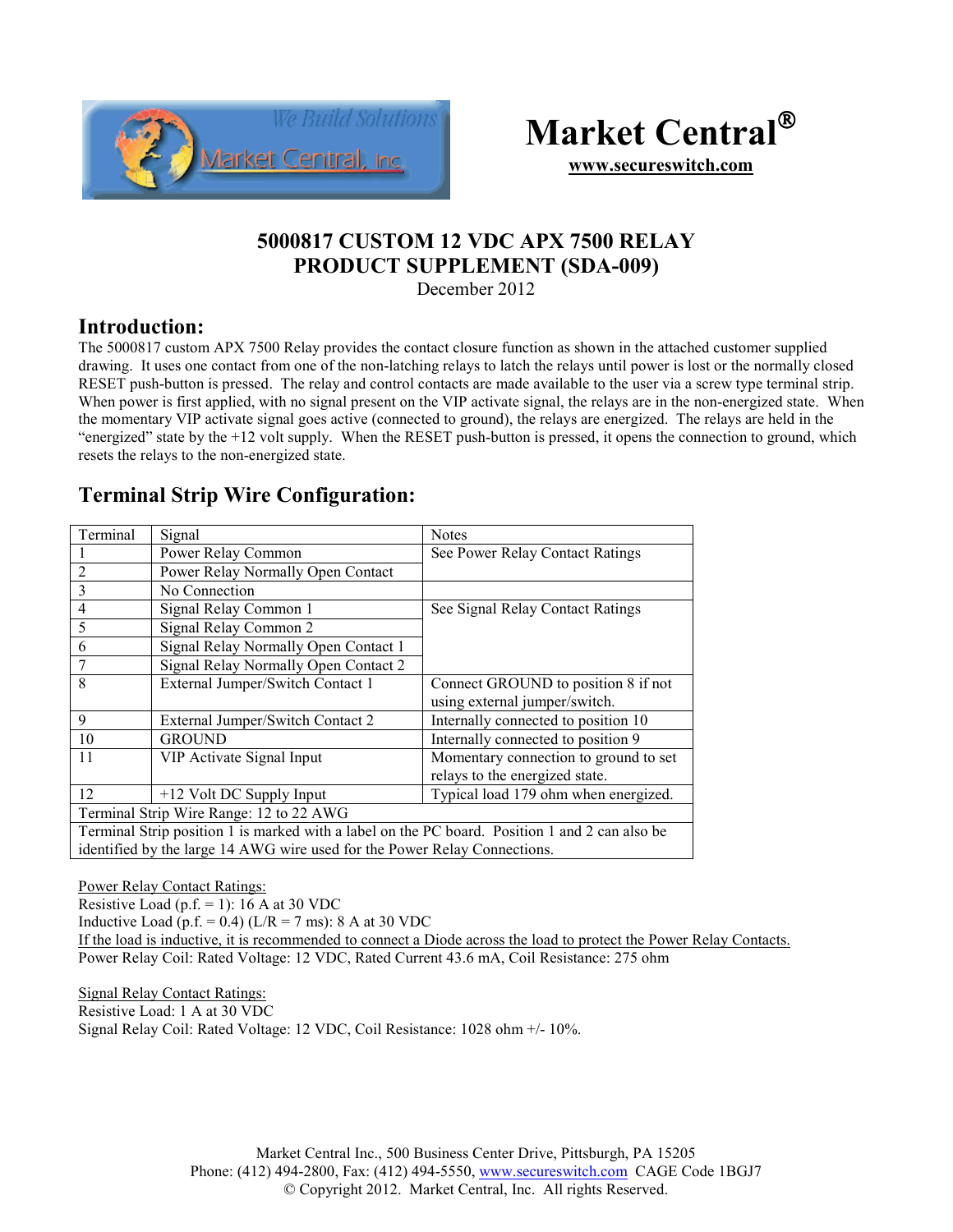# Market Central®

**www.secureswitch.com**

## 5000817 CUSTOM 12 VDC APX 7500 RELAY PRODUCT SUPPLEMENT (SDA-009)

December 2012

## Introduction:

The 5000817 custom APX 7500 Relay provides the contact closure function as shown in the attached customer supplied drawing. It uses one contact from one of the non-latching relays to latch the relays until power is lost or the normally closed RESET push-button is pressed. The relay and control contacts are made available to the user via a screw type terminal strip. When power is first applied, with no signal present on the VIP activate signal, the relays are in the non-energized state. When the momentary VIP activate signal goes active (connected to ground), the relays are energized. The relays are held in the "energized" state by the +12 volt supply. When the RESET push-button is pressed, it opens the connection to ground, which resets the relays to the non-energized state.

## Terminal Strip Wire Configuration:

| Terminal | Signal | Notes |
|---|---|---|
| 1 | Power Relay Common | See Power Relay Contact Ratings |
| 2 | Power Relay Normally Open Contact | |
| 3 | No Connection | |
| 4 | Signal Relay Common 1 | See Signal Relay Contact Ratings |
| 5 | Signal Relay Common 2 | |
| 6 | Signal Relay Normally Open Contact 1 | |
| 7 | Signal Relay Normally Open Contact 2 | |
| 8 | External Jumper/Switch Contact 1 | Connect GROUND to position 8 if not using external jumper/switch. |
| 9 | External Jumper/Switch Contact 2 | Internally connected to position 10 |
| 10 | GROUND | Internally connected to position 9 |
| 11 | VIP Activate Signal Input | Momentary connection to ground to set relays to the energized state. |
| 12 | +12 Volt DC Supply Input | Typical load 179 ohm when energized. |
| Terminal Strip Wire Range: 12 to 22 AWG | | |
| Terminal Strip position 1 is marked with a label on the PC board. Position 1 and 2 can also be identified by the large 14 AWG wire used for the Power Relay Connections. | | |

Power Relay Contact Ratings:
Resistive Load (p.f. = 1): 16 A at 30 VDC
Inductive Load (p.f. = 0.4) (L/R = 7 ms): 8 A at 30 VDC
If the load is inductive, it is recommended to connect a Diode across the load to protect the Power Relay Contacts.
Power Relay Coil: Rated Voltage: 12 VDC, Rated Current 43.6 mA, Coil Resistance: 275 ohm

Signal Relay Contact Ratings:
Resistive Load: 1 A at 30 VDC
Signal Relay Coil: Rated Voltage: 12 VDC, Coil Resistance: 1028 ohm +/- 10%.

Market Central Inc., 500 Business Center Drive, Pittsburgh, PA 15205
Phone: (412) 494-2800, Fax: (412) 494-5550, www.secureswitch.com CAGE Code 1BGJ7
© Copyright 2012. Market Central, Inc. All rights Reserved.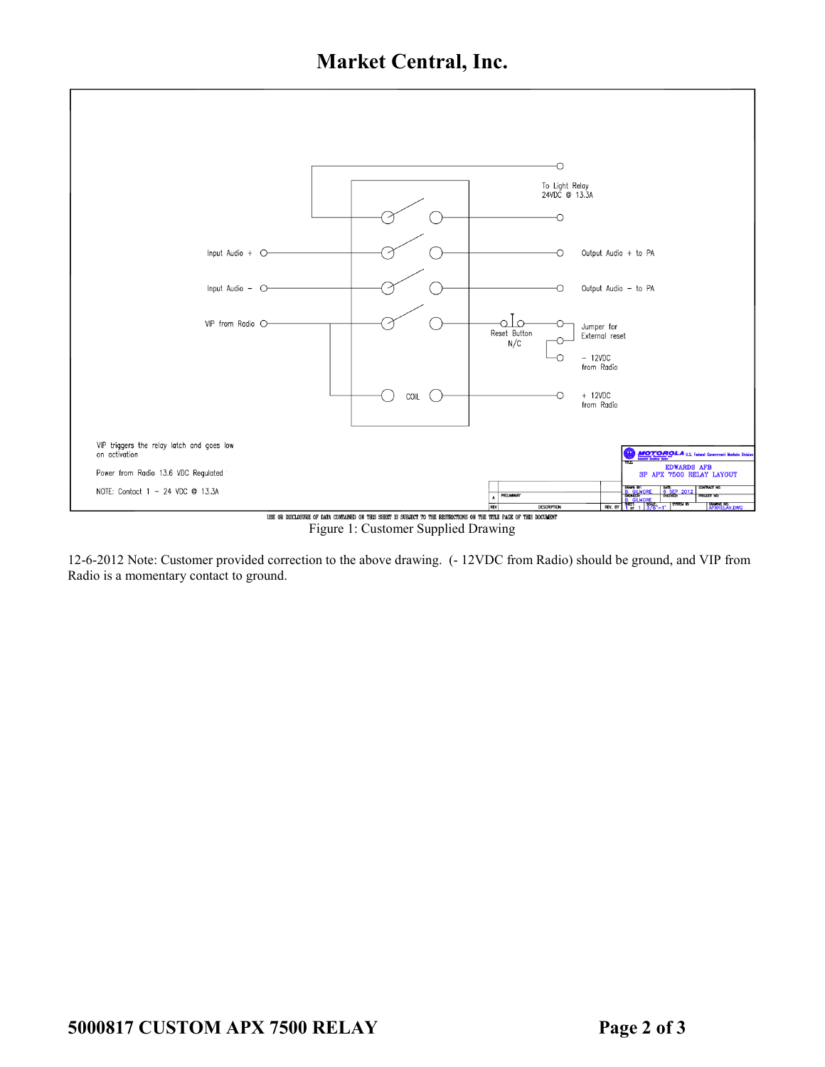# Market Central, Inc.

To Light Relay
24VDC @ 13.3A

Input Audio +

Output Audio + to PA

Input Audio −

Output Audio − to PA

VIP from Radio

Reset Button
N/C

Jumper for
External reset

− 12VDC
from Radio

COIL

+ 12VDC
from Radio

VIP triggers the relay latch and goes low
on activation

Power from Radio 13.6 VDC Regulated

NOTE: Contact 1 − 24 VDC @ 13.3A

MOTOROLA U.S. Federal Government Markets Division

EDWARDS AFB
SP APX 7500 RELAY LAYOUT

DRAWN BY: R. GILMORE | DATE: 6 SEP 2012 | CHECKED: R. GILMORE | SHEET 1 of 1 | SCALE: 3/8"=1' | DRAWING NO. APXRELAY.DWG

A | PRELIMINARY

REV | DESCRIPTION | REV. BY

USE OR DISCLOSURE OF DATA CONTAINED ON THIS SHEET IS SUBJECT TO THE RESTRICTIONS ON THE TITLE PAGE OF THIS DOCUMENT

Figure 1: Customer Supplied Drawing

12-6-2012 Note: Customer provided correction to the above drawing. (- 12VDC from Radio) should be ground, and VIP from Radio is a momentary contact to ground.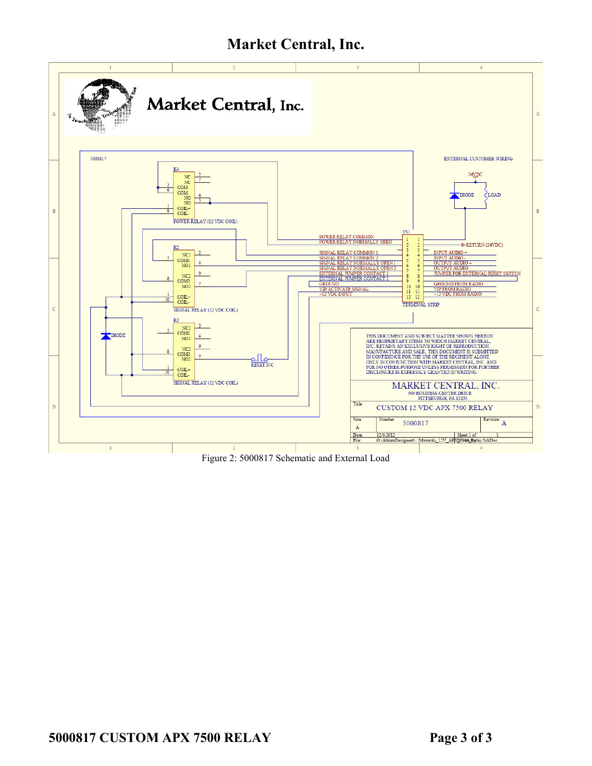# Market Central, Inc.

Figure 2: 5000817 Schematic and External Load